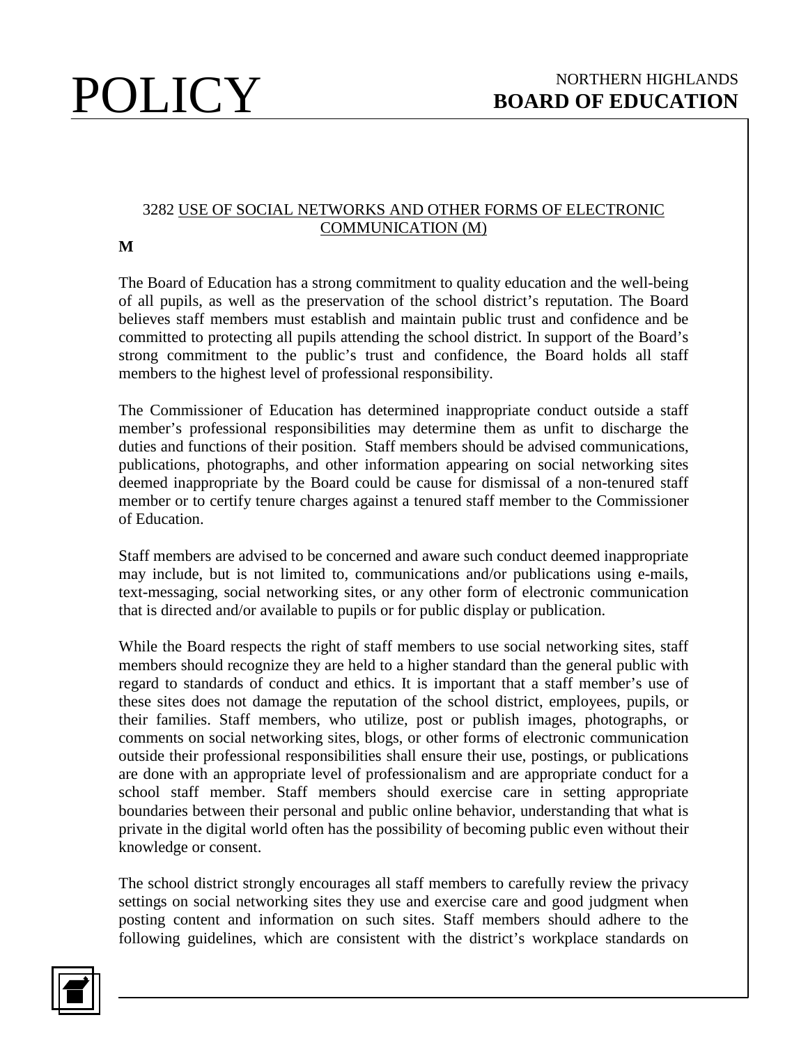# POLICY

NORTHERN HIGHLANDS
**BOARD OF EDUCATION**

3282 USE OF SOCIAL NETWORKS AND OTHER FORMS OF ELECTRONIC COMMUNICATION (M)

**M**

The Board of Education has a strong commitment to quality education and the well-being of all pupils, as well as the preservation of the school district's reputation. The Board believes staff members must establish and maintain public trust and confidence and be committed to protecting all pupils attending the school district. In support of the Board's strong commitment to the public's trust and confidence, the Board holds all staff members to the highest level of professional responsibility.

The Commissioner of Education has determined inappropriate conduct outside a staff member's professional responsibilities may determine them as unfit to discharge the duties and functions of their position. Staff members should be advised communications, publications, photographs, and other information appearing on social networking sites deemed inappropriate by the Board could be cause for dismissal of a non-tenured staff member or to certify tenure charges against a tenured staff member to the Commissioner of Education.

Staff members are advised to be concerned and aware such conduct deemed inappropriate may include, but is not limited to, communications and/or publications using e-mails, text-messaging, social networking sites, or any other form of electronic communication that is directed and/or available to pupils or for public display or publication.

While the Board respects the right of staff members to use social networking sites, staff members should recognize they are held to a higher standard than the general public with regard to standards of conduct and ethics. It is important that a staff member's use of these sites does not damage the reputation of the school district, employees, pupils, or their families. Staff members, who utilize, post or publish images, photographs, or comments on social networking sites, blogs, or other forms of electronic communication outside their professional responsibilities shall ensure their use, postings, or publications are done with an appropriate level of professionalism and are appropriate conduct for a school staff member. Staff members should exercise care in setting appropriate boundaries between their personal and public online behavior, understanding that what is private in the digital world often has the possibility of becoming public even without their knowledge or consent.

The school district strongly encourages all staff members to carefully review the privacy settings on social networking sites they use and exercise care and good judgment when posting content and information on such sites. Staff members should adhere to the following guidelines, which are consistent with the district's workplace standards on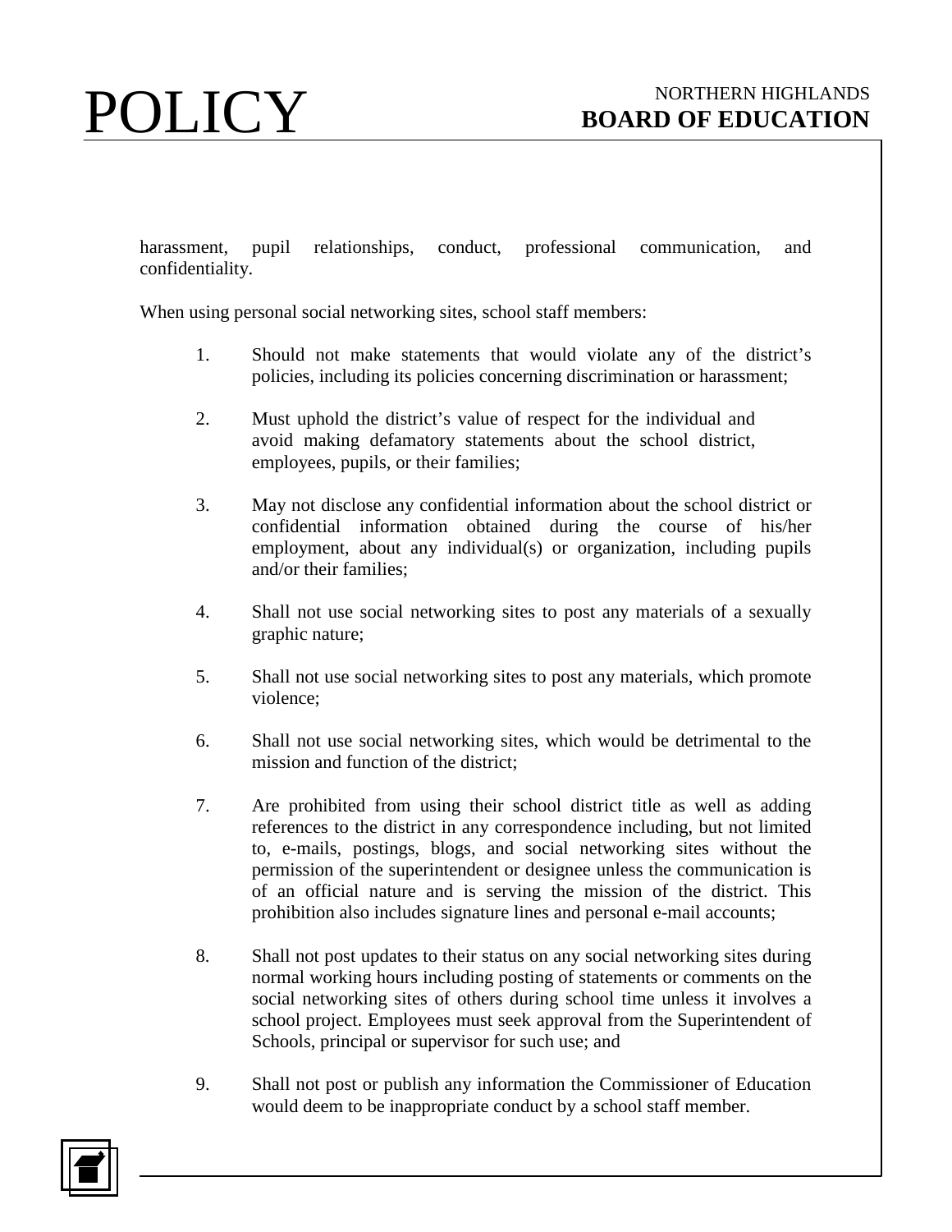harassment, pupil relationships, conduct, professional communication, and confidentiality.

When using personal social networking sites, school staff members:

1. Should not make statements that would violate any of the district's policies, including its policies concerning discrimination or harassment;

2. Must uphold the district's value of respect for the individual and avoid making defamatory statements about the school district, employees, pupils, or their families;

3. May not disclose any confidential information about the school district or confidential information obtained during the course of his/her employment, about any individual(s) or organization, including pupils and/or their families;

4. Shall not use social networking sites to post any materials of a sexually graphic nature;

5. Shall not use social networking sites to post any materials, which promote violence;

6. Shall not use social networking sites, which would be detrimental to the mission and function of the district;

7. Are prohibited from using their school district title as well as adding references to the district in any correspondence including, but not limited to, e-mails, postings, blogs, and social networking sites without the permission of the superintendent or designee unless the communication is of an official nature and is serving the mission of the district. This prohibition also includes signature lines and personal e-mail accounts;

8. Shall not post updates to their status on any social networking sites during normal working hours including posting of statements or comments on the social networking sites of others during school time unless it involves a school project. Employees must seek approval from the Superintendent of Schools, principal or supervisor for such use; and

9. Shall not post or publish any information the Commissioner of Education would deem to be inappropriate conduct by a school staff member.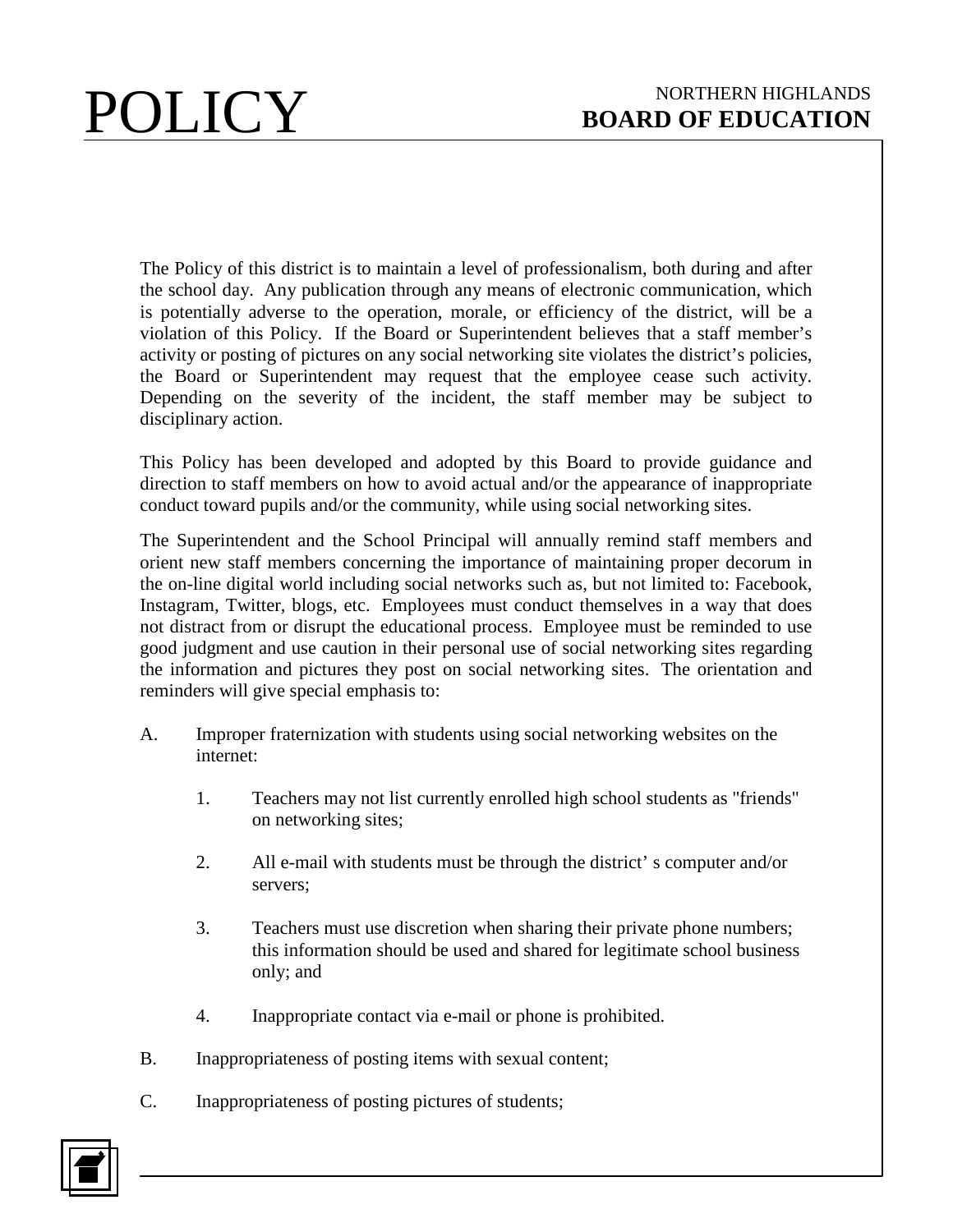The Policy of this district is to maintain a level of professionalism, both during and after the school day. Any publication through any means of electronic communication, which is potentially adverse to the operation, morale, or efficiency of the district, will be a violation of this Policy. If the Board or Superintendent believes that a staff member's activity or posting of pictures on any social networking site violates the district's policies, the Board or Superintendent may request that the employee cease such activity. Depending on the severity of the incident, the staff member may be subject to disciplinary action.

This Policy has been developed and adopted by this Board to provide guidance and direction to staff members on how to avoid actual and/or the appearance of inappropriate conduct toward pupils and/or the community, while using social networking sites.

The Superintendent and the School Principal will annually remind staff members and orient new staff members concerning the importance of maintaining proper decorum in the on-line digital world including social networks such as, but not limited to: Facebook, Instagram, Twitter, blogs, etc. Employees must conduct themselves in a way that does not distract from or disrupt the educational process. Employee must be reminded to use good judgment and use caution in their personal use of social networking sites regarding the information and pictures they post on social networking sites. The orientation and reminders will give special emphasis to:

A. Improper fraternization with students using social networking websites on the internet:

   1. Teachers may not list currently enrolled high school students as "friends" on networking sites;

   2. All e-mail with students must be through the district' s computer and/or servers;

   3. Teachers must use discretion when sharing their private phone numbers; this information should be used and shared for legitimate school business only; and

   4. Inappropriate contact via e-mail or phone is prohibited.

B. Inappropriateness of posting items with sexual content;

C. Inappropriateness of posting pictures of students;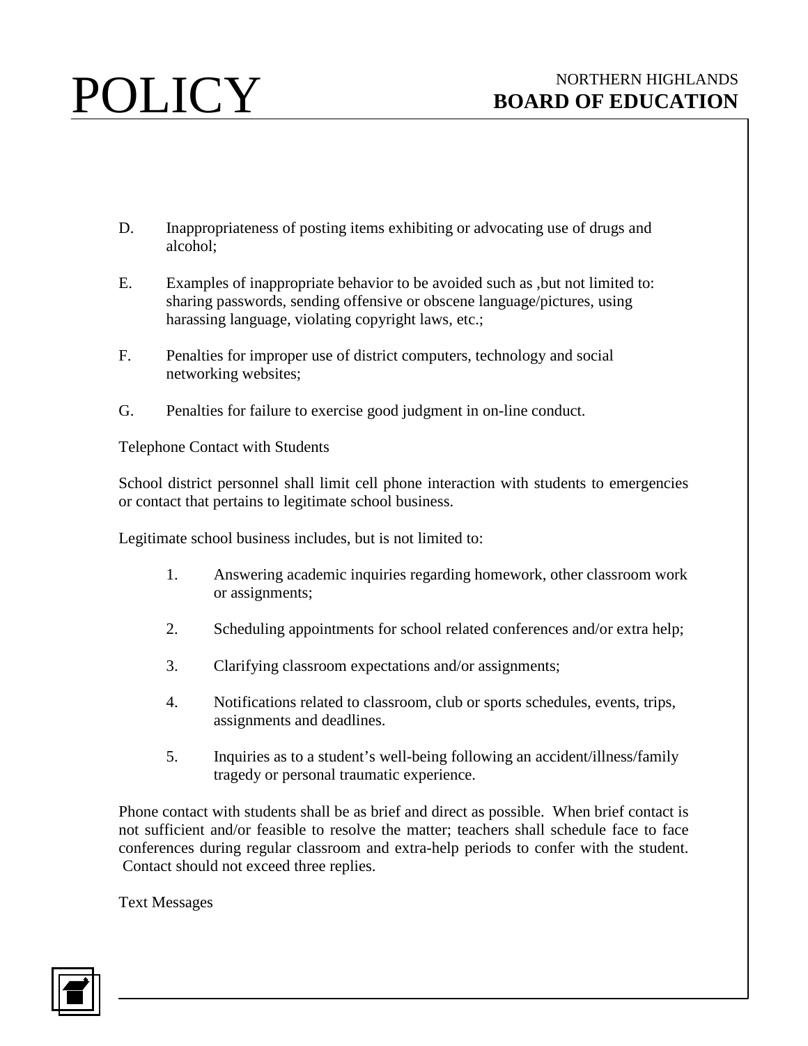D. Inappropriateness of posting items exhibiting or advocating use of drugs and alcohol;

E. Examples of inappropriate behavior to be avoided such as ,but not limited to: sharing passwords, sending offensive or obscene language/pictures, using harassing language, violating copyright laws, etc.;

F. Penalties for improper use of district computers, technology and social networking websites;

G. Penalties for failure to exercise good judgment in on-line conduct.

Telephone Contact with Students

School district personnel shall limit cell phone interaction with students to emergencies or contact that pertains to legitimate school business.

Legitimate school business includes, but is not limited to:

1. Answering academic inquiries regarding homework, other classroom work or assignments;

2. Scheduling appointments for school related conferences and/or extra help;

3. Clarifying classroom expectations and/or assignments;

4. Notifications related to classroom, club or sports schedules, events, trips, assignments and deadlines.

5. Inquiries as to a student's well-being following an accident/illness/family tragedy or personal traumatic experience.

Phone contact with students shall be as brief and direct as possible. When brief contact is not sufficient and/or feasible to resolve the matter; teachers shall schedule face to face conferences during regular classroom and extra-help periods to confer with the student. Contact should not exceed three replies.

Text Messages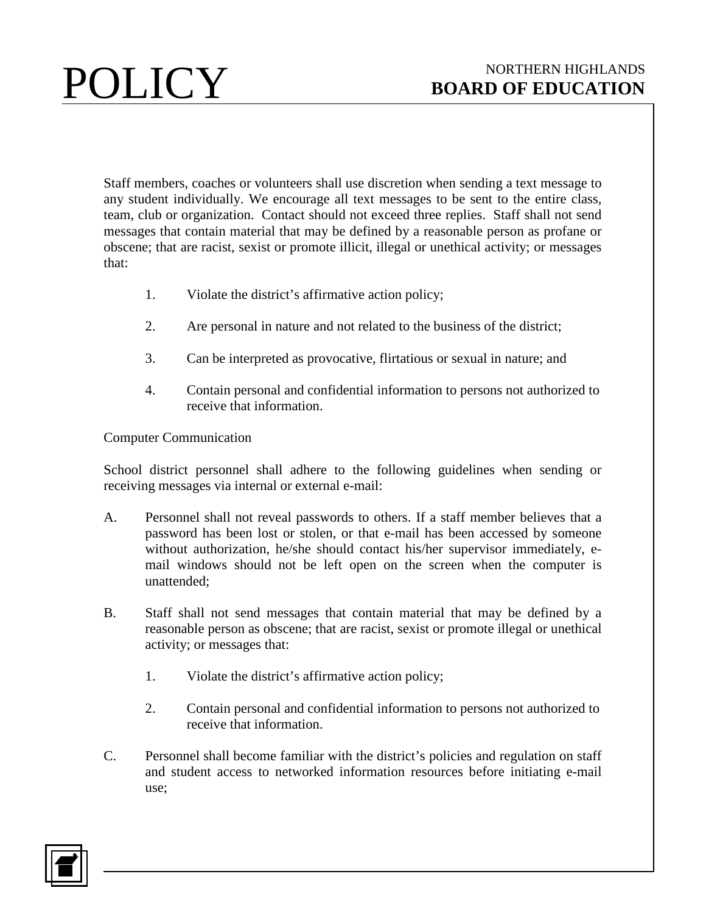Staff members, coaches or volunteers shall use discretion when sending a text message to any student individually. We encourage all text messages to be sent to the entire class, team, club or organization. Contact should not exceed three replies. Staff shall not send messages that contain material that may be defined by a reasonable person as profane or obscene; that are racist, sexist or promote illicit, illegal or unethical activity; or messages that:

1. Violate the district's affirmative action policy;
2. Are personal in nature and not related to the business of the district;
3. Can be interpreted as provocative, flirtatious or sexual in nature; and
4. Contain personal and confidential information to persons not authorized to receive that information.

Computer Communication

School district personnel shall adhere to the following guidelines when sending or receiving messages via internal or external e-mail:

A. Personnel shall not reveal passwords to others. If a staff member believes that a password has been lost or stolen, or that e-mail has been accessed by someone without authorization, he/she should contact his/her supervisor immediately, e-mail windows should not be left open on the screen when the computer is unattended;

B. Staff shall not send messages that contain material that may be defined by a reasonable person as obscene; that are racist, sexist or promote illegal or unethical activity; or messages that:

   1. Violate the district's affirmative action policy;
   2. Contain personal and confidential information to persons not authorized to receive that information.

C. Personnel shall become familiar with the district's policies and regulation on staff and student access to networked information resources before initiating e-mail use;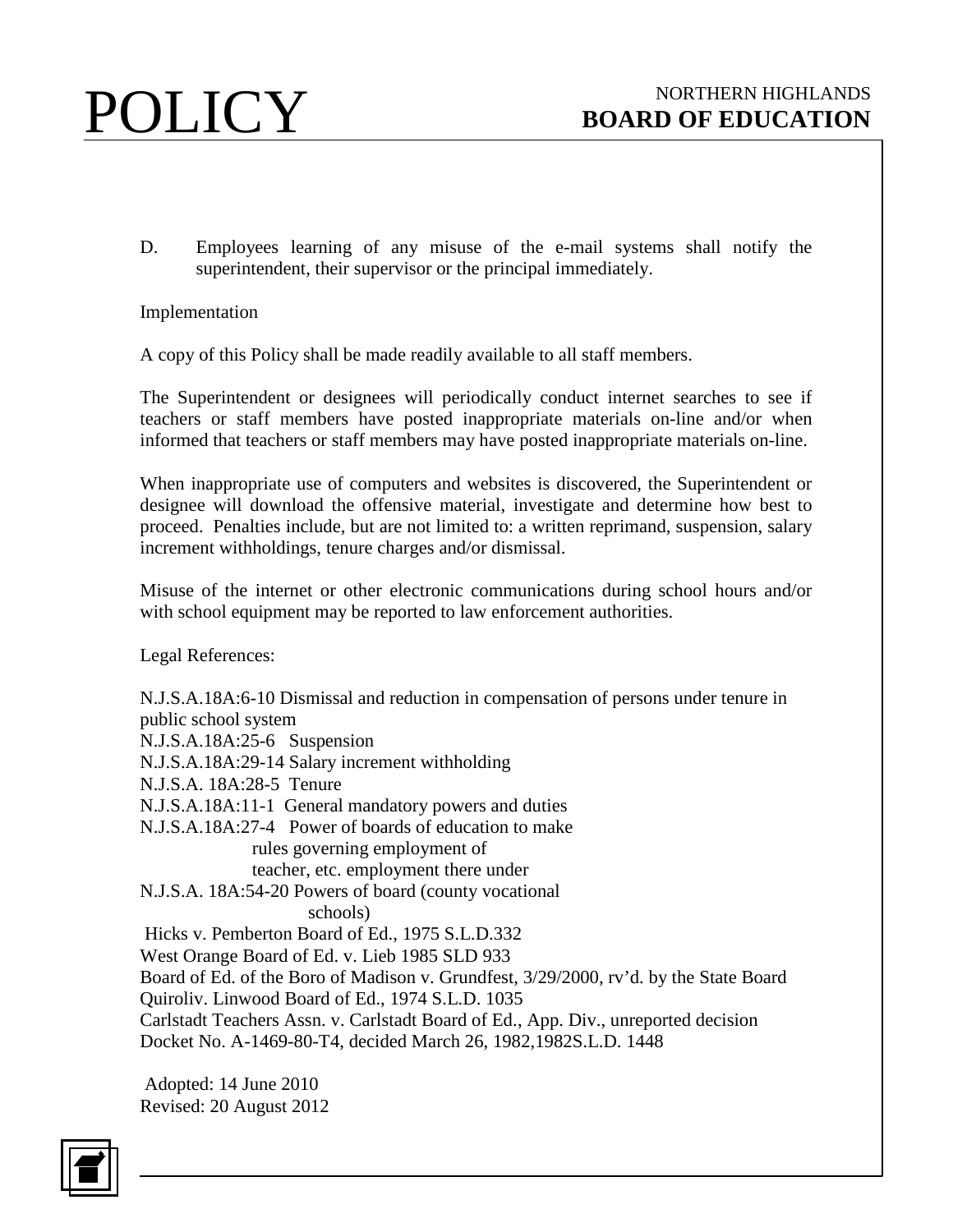D. Employees learning of any misuse of the e-mail systems shall notify the superintendent, their supervisor or the principal immediately.

Implementation

A copy of this Policy shall be made readily available to all staff members.

The Superintendent or designees will periodically conduct internet searches to see if teachers or staff members have posted inappropriate materials on-line and/or when informed that teachers or staff members may have posted inappropriate materials on-line.

When inappropriate use of computers and websites is discovered, the Superintendent or designee will download the offensive material, investigate and determine how best to proceed. Penalties include, but are not limited to: a written reprimand, suspension, salary increment withholdings, tenure charges and/or dismissal.

Misuse of the internet or other electronic communications during school hours and/or with school equipment may be reported to law enforcement authorities.

Legal References:

N.J.S.A.18A:6-10 Dismissal and reduction in compensation of persons under tenure in public school system
N.J.S.A.18A:25-6 Suspension
N.J.S.A.18A:29-14 Salary increment withholding
N.J.S.A. 18A:28-5 Tenure
N.J.S.A.18A:11-1 General mandatory powers and duties
N.J.S.A.18A:27-4 Power of boards of education to make rules governing employment of teacher, etc. employment there under
N.J.S.A. 18A:54-20 Powers of board (county vocational schools)
Hicks v. Pemberton Board of Ed., 1975 S.L.D.332
West Orange Board of Ed. v. Lieb 1985 SLD 933
Board of Ed. of the Boro of Madison v. Grundfest, 3/29/2000, rv'd. by the State Board
Quiroliv. Linwood Board of Ed., 1974 S.L.D. 1035
Carlstadt Teachers Assn. v. Carlstadt Board of Ed., App. Div., unreported decision Docket No. A-1469-80-T4, decided March 26, 1982,1982S.L.D. 1448

Adopted: 14 June 2010
Revised: 20 August 2012